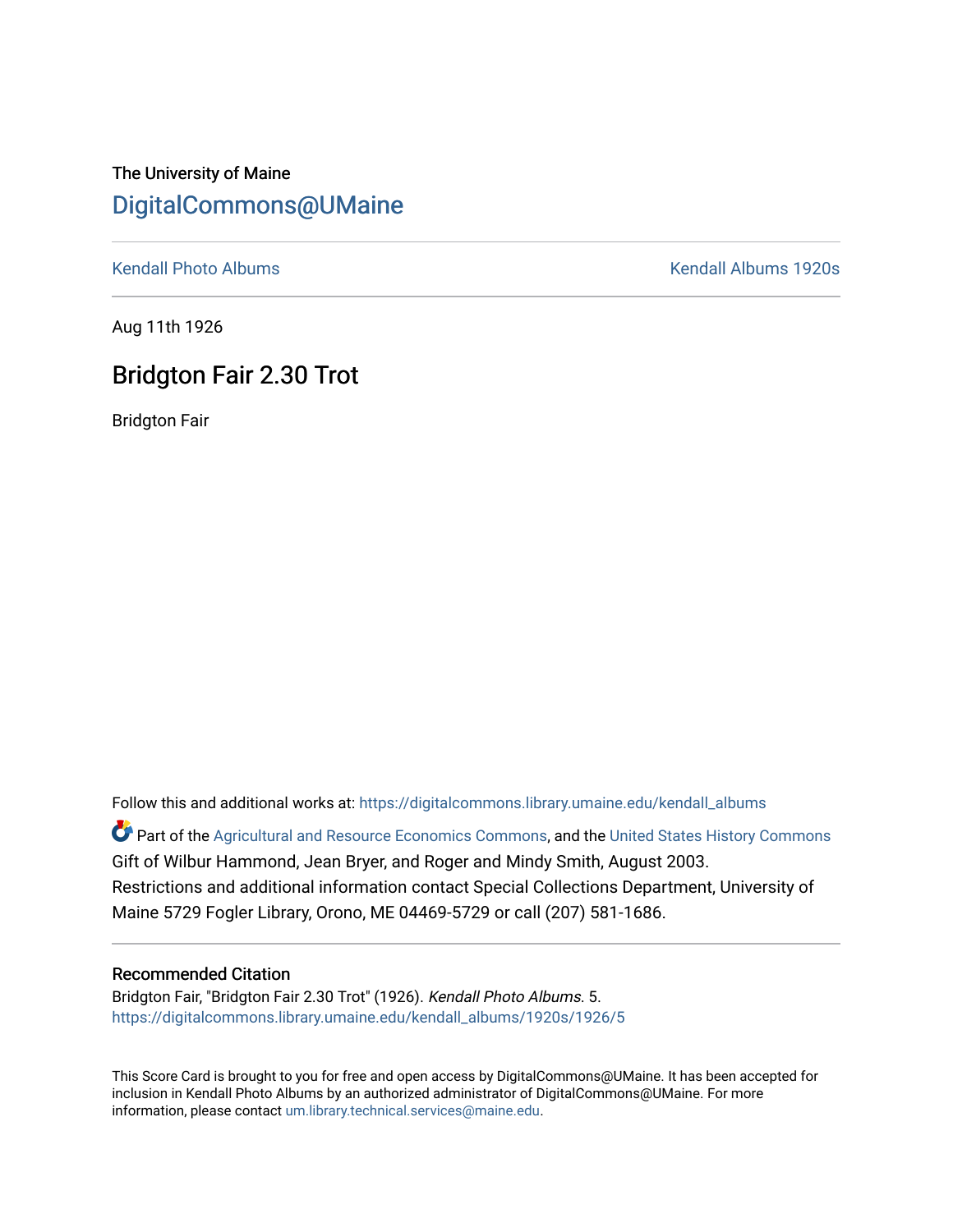The University of Maine

# DigitalCommons@UMaine

Kendall Photo Albums | Kendall Albums 1920s

Aug 11th 1926

## Bridgton Fair 2.30 Trot

Bridgton Fair

Follow this and additional works at: https://digitalcommons.library.umaine.edu/kendall_albums

Part of the Agricultural and Resource Economics Commons, and the United States History Commons

Gift of Wilbur Hammond, Jean Bryer, and Roger and Mindy Smith, August 2003.

Restrictions and additional information contact Special Collections Department, University of Maine 5729 Fogler Library, Orono, ME 04469-5729 or call (207) 581-1686.

### Recommended Citation

Bridgton Fair, "Bridgton Fair 2.30 Trot" (1926). *Kendall Photo Albums*. 5.
https://digitalcommons.library.umaine.edu/kendall_albums/1920s/1926/5

This Score Card is brought to you for free and open access by DigitalCommons@UMaine. It has been accepted for inclusion in Kendall Photo Albums by an authorized administrator of DigitalCommons@UMaine. For more information, please contact um.library.technical.services@maine.edu.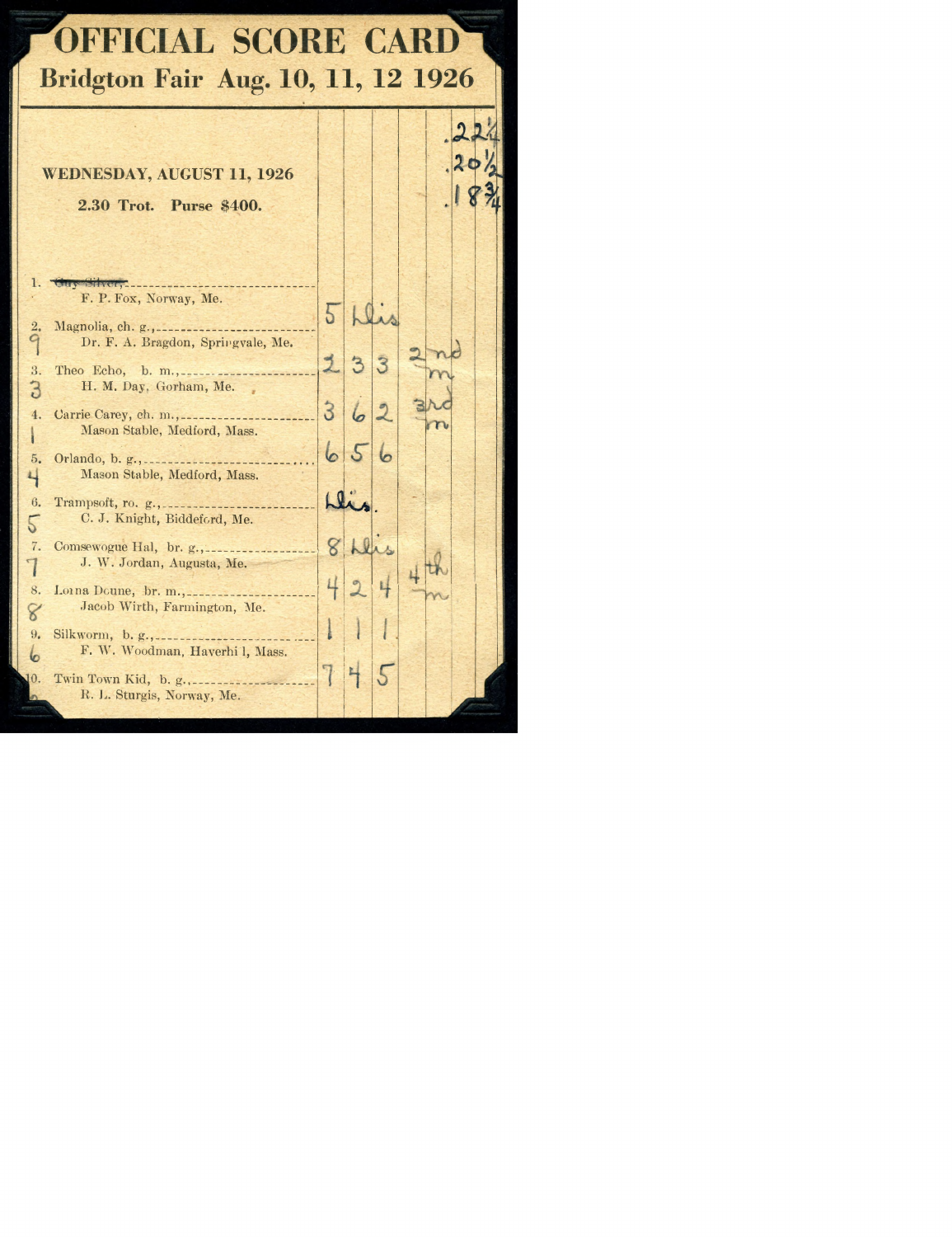# OFFICIAL SCORE CARD

## Bridgton Fair Aug. 10, 11, 12 1926

**WEDNESDAY, AUGUST 11, 1926**

**2.30 Trot. Purse $400.**

.22¼
.20½
.18¾

| | | | | | |
|---|---|---|---|---|---|
| 1. ~~Guy Silver~~, F. P. Fox, Norway, Me. | | | | | |
| 2. Magnolia, ch. g., Dr. F. A. Bragdon, Springvale, Me. (9) | 5 | dis | | | |
| 3. Theo Echo, b. m., H. M. Day, Gorham, Me. (3) | 2 | 3 | 3 | 2nd m | |
| 4. Carrie Carey, ch. m., Mason Stable, Medford, Mass. (1) | 3 | 6 | 2 | 3rd m | |
| 5. Orlando, b. g., Mason Stable, Medford, Mass. (4) | 6 | 5 | 6 | | |
| 6. Trampsoft, ro. g., C. J. Knight, Biddeford, Me. (5) | dis. | | | | |
| 7. Comsewogue Hal, br. g., J. W. Jordan, Augusta, Me. (7) | 8 | dis | | | |
| 8. Lorna Doone, br. m., Jacob Wirth, Farmington, Me. (8) | 4 | 2 | 4 | 4th m | |
| 9. Silkworm, b. g., F. W. Woodman, Haverhill, Mass. (6) | 1 | 1 | 1 | | |
| 10. Twin Town Kid, b. g., R. L. Sturgis, Norway, Me. | 7 | 4 | 5 | | |